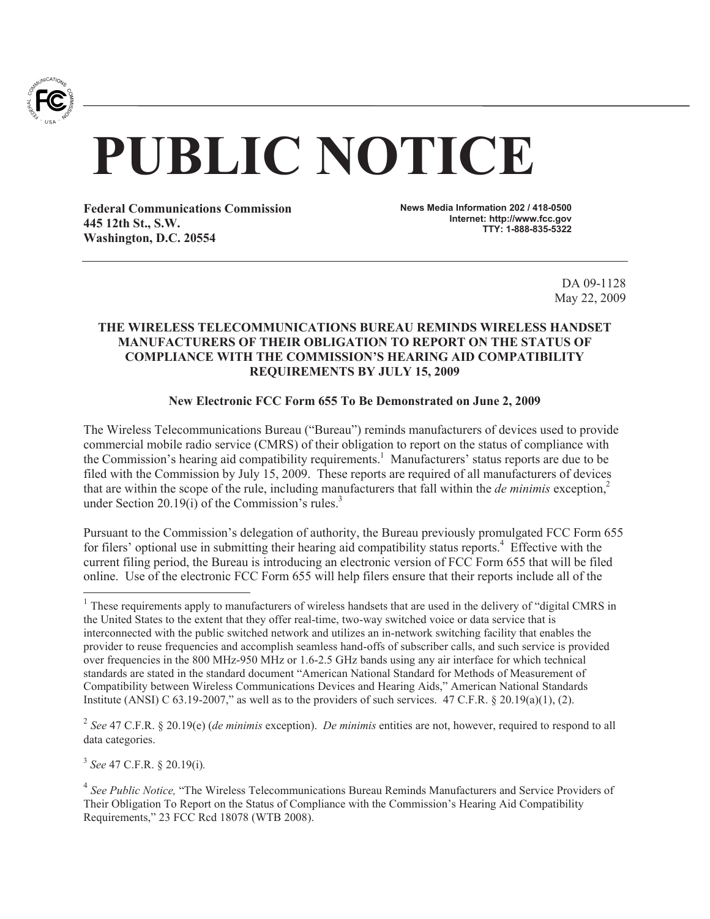# PUBLIC NOTICE

**Federal Communications Commission**
**445 12th St., S.W.**
**Washington, D.C. 20554**

**News Media Information 202 / 418-0500**
**Internet: http://www.fcc.gov**
**TTY: 1-888-835-5322**

DA 09-1128
May 22, 2009

**THE WIRELESS TELECOMMUNICATIONS BUREAU REMINDS WIRELESS HANDSET MANUFACTURERS OF THEIR OBLIGATION TO REPORT ON THE STATUS OF COMPLIANCE WITH THE COMMISSION'S HEARING AID COMPATIBILITY REQUIREMENTS BY JULY 15, 2009**

**New Electronic FCC Form 655 To Be Demonstrated on June 2, 2009**

The Wireless Telecommunications Bureau ("Bureau") reminds manufacturers of devices used to provide commercial mobile radio service (CMRS) of their obligation to report on the status of compliance with the Commission's hearing aid compatibility requirements.[1] Manufacturers' status reports are due to be filed with the Commission by July 15, 2009. These reports are required of all manufacturers of devices that are within the scope of the rule, including manufacturers that fall within the *de minimis* exception,[2] under Section 20.19(i) of the Commission's rules.[3]

Pursuant to the Commission's delegation of authority, the Bureau previously promulgated FCC Form 655 for filers' optional use in submitting their hearing aid compatibility status reports.[4] Effective with the current filing period, the Bureau is introducing an electronic version of FCC Form 655 that will be filed online. Use of the electronic FCC Form 655 will help filers ensure that their reports include all of the

---

[1] These requirements apply to manufacturers of wireless handsets that are used in the delivery of "digital CMRS in the United States to the extent that they offer real-time, two-way switched voice or data service that is interconnected with the public switched network and utilizes an in-network switching facility that enables the provider to reuse frequencies and accomplish seamless hand-offs of subscriber calls, and such service is provided over frequencies in the 800 MHz-950 MHz or 1.6-2.5 GHz bands using any air interface for which technical standards are stated in the standard document "American National Standard for Methods of Measurement of Compatibility between Wireless Communications Devices and Hearing Aids," American National Standards Institute (ANSI) C 63.19-2007," as well as to the providers of such services. 47 C.F.R. § 20.19(a)(1), (2).

[2] *See* 47 C.F.R. § 20.19(e) (*de minimis* exception). *De minimis* entities are not, however, required to respond to all data categories.

[3] *See* 47 C.F.R. § 20.19(i).

[4] *See Public Notice,* "The Wireless Telecommunications Bureau Reminds Manufacturers and Service Providers of Their Obligation To Report on the Status of Compliance with the Commission's Hearing Aid Compatibility Requirements," 23 FCC Rcd 18078 (WTB 2008).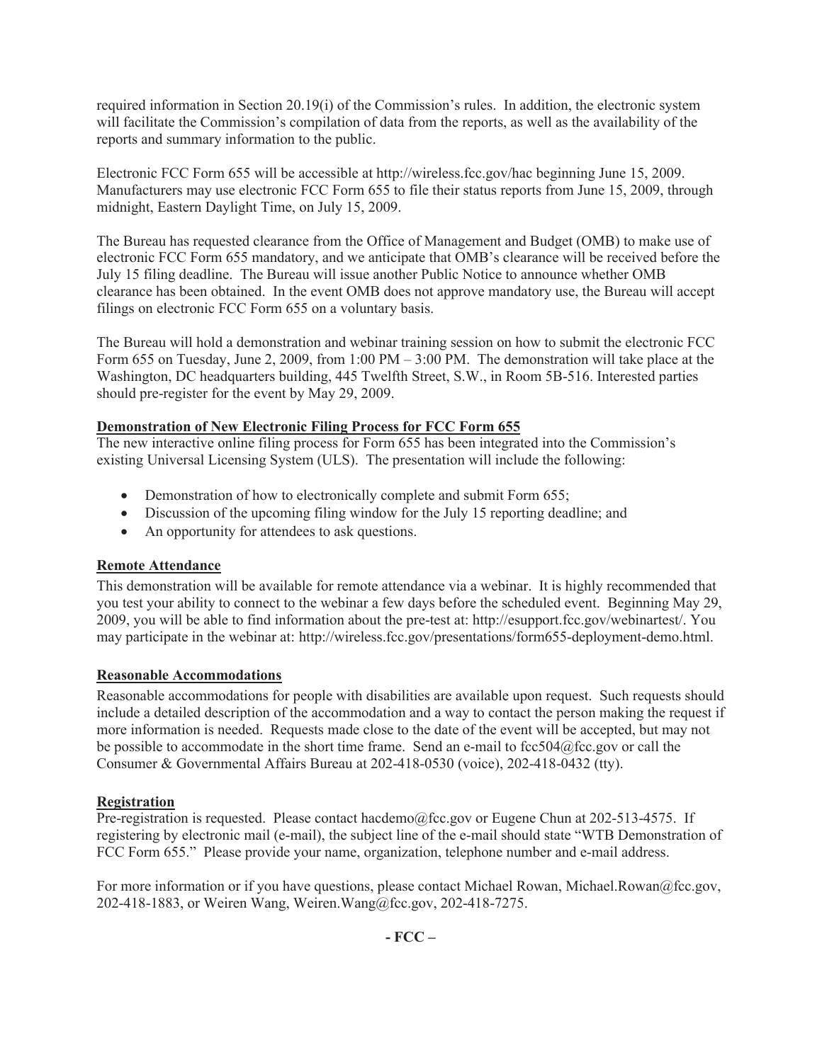required information in Section 20.19(i) of the Commission's rules. In addition, the electronic system will facilitate the Commission's compilation of data from the reports, as well as the availability of the reports and summary information to the public.

Electronic FCC Form 655 will be accessible at http://wireless.fcc.gov/hac beginning June 15, 2009. Manufacturers may use electronic FCC Form 655 to file their status reports from June 15, 2009, through midnight, Eastern Daylight Time, on July 15, 2009.

The Bureau has requested clearance from the Office of Management and Budget (OMB) to make use of electronic FCC Form 655 mandatory, and we anticipate that OMB's clearance will be received before the July 15 filing deadline. The Bureau will issue another Public Notice to announce whether OMB clearance has been obtained. In the event OMB does not approve mandatory use, the Bureau will accept filings on electronic FCC Form 655 on a voluntary basis.

The Bureau will hold a demonstration and webinar training session on how to submit the electronic FCC Form 655 on Tuesday, June 2, 2009, from 1:00 PM – 3:00 PM. The demonstration will take place at the Washington, DC headquarters building, 445 Twelfth Street, S.W., in Room 5B-516. Interested parties should pre-register for the event by May 29, 2009.

**Demonstration of New Electronic Filing Process for FCC Form 655**

The new interactive online filing process for Form 655 has been integrated into the Commission's existing Universal Licensing System (ULS). The presentation will include the following:

- Demonstration of how to electronically complete and submit Form 655;
- Discussion of the upcoming filing window for the July 15 reporting deadline; and
- An opportunity for attendees to ask questions.

**Remote Attendance**

This demonstration will be available for remote attendance via a webinar. It is highly recommended that you test your ability to connect to the webinar a few days before the scheduled event. Beginning May 29, 2009, you will be able to find information about the pre-test at: http://esupport.fcc.gov/webinartest/. You may participate in the webinar at: http://wireless.fcc.gov/presentations/form655-deployment-demo.html.

**Reasonable Accommodations**

Reasonable accommodations for people with disabilities are available upon request. Such requests should include a detailed description of the accommodation and a way to contact the person making the request if more information is needed. Requests made close to the date of the event will be accepted, but may not be possible to accommodate in the short time frame. Send an e-mail to fcc504@fcc.gov or call the Consumer & Governmental Affairs Bureau at 202-418-0530 (voice), 202-418-0432 (tty).

**Registration**

Pre-registration is requested. Please contact hacdemo@fcc.gov or Eugene Chun at 202-513-4575. If registering by electronic mail (e-mail), the subject line of the e-mail should state "WTB Demonstration of FCC Form 655." Please provide your name, organization, telephone number and e-mail address.

For more information or if you have questions, please contact Michael Rowan, Michael.Rowan@fcc.gov, 202-418-1883, or Weiren Wang, Weiren.Wang@fcc.gov, 202-418-7275.

**- FCC –**